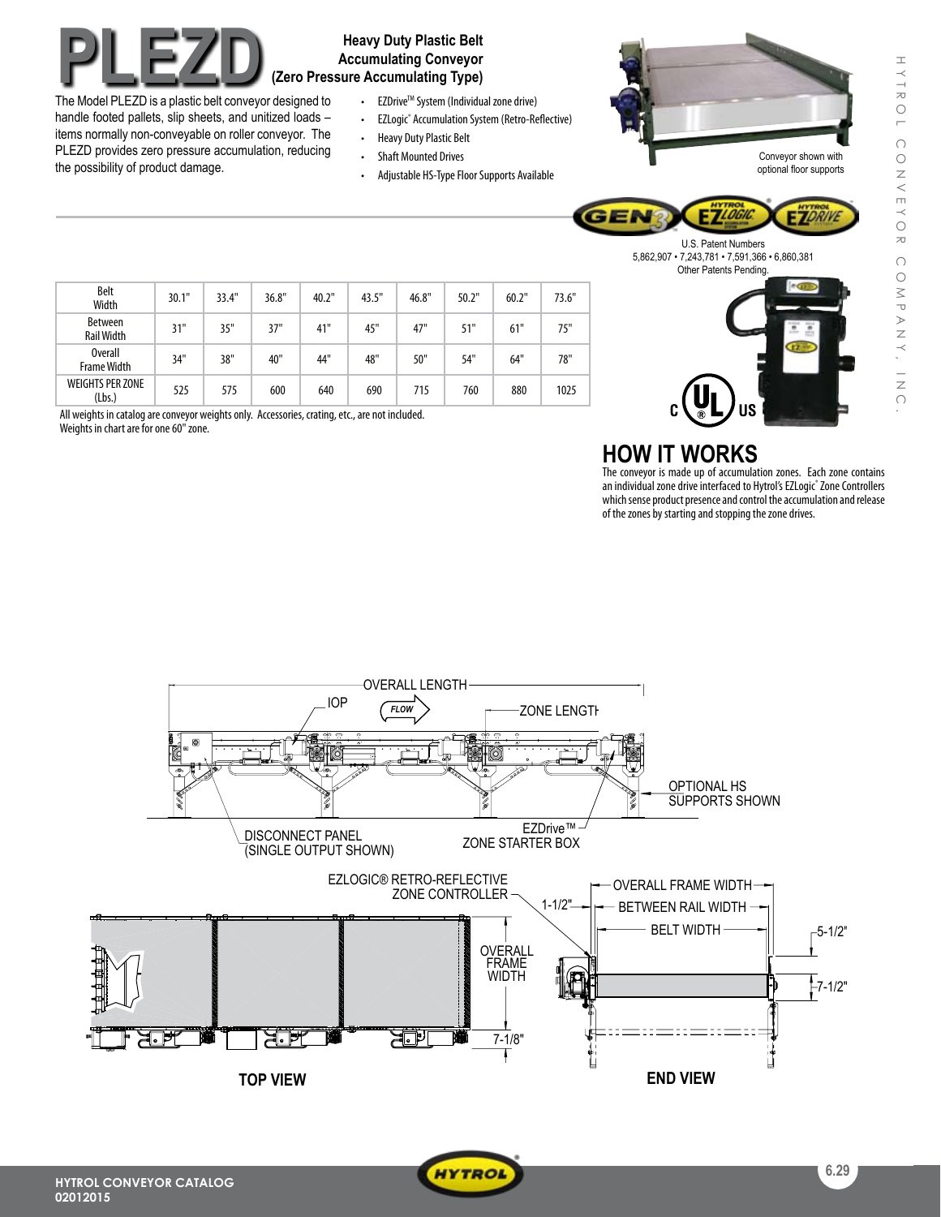# PLEZD

## Heavy Duty Plastic Belt Accumulating Conveyor (Zero Pressure Accumulating Type)

The Model PLEZD is a plastic belt conveyor designed to handle footed pallets, slip sheets, and unitized loads – items normally non-conveyable on roller conveyor. The PLEZD provides zero pressure accumulation, reducing the possibility of product damage.

- EZDrive™ System (Individual zone drive)
- EZLogic® Accumulation System (Retro-Reflective)
- Heavy Duty Plastic Belt
- Shaft Mounted Drives
- Adjustable HS-Type Floor Supports Available

Conveyor shown with optional floor supports

U.S. Patent Numbers
5,862,907 • 7,243,781 • 7,591,366 • 6,860,381
Other Patents Pending.

| Belt Width | 30.1" | 33.4" | 36.8" | 40.2" | 43.5" | 46.8" | 50.2" | 60.2" | 73.6" |
|---|---|---|---|---|---|---|---|---|---|
| Between Rail Width | 31" | 35" | 37" | 41" | 45" | 47" | 51" | 61" | 75" |
| Overall Frame Width | 34" | 38" | 40" | 44" | 48" | 50" | 54" | 64" | 78" |
| WEIGHTS PER ZONE (Lbs.) | 525 | 575 | 600 | 640 | 690 | 715 | 760 | 880 | 1025 |

All weights in catalog are conveyor weights only. Accessories, crating, etc., are not included.
Weights in chart are for one 60" zone.

## HOW IT WORKS

The conveyor is made up of accumulation zones. Each zone contains an individual zone drive interfaced to Hytrol's EZLogic® Zone Controllers which sense product presence and control the accumulation and release of the zones by starting and stopping the zone drives.

OVERALL LENGTH
IOP
FLOW
ZONE LENGTH
OPTIONAL HS SUPPORTS SHOWN
DISCONNECT PANEL (SINGLE OUTPUT SHOWN)
EZDrive™ ZONE STARTER BOX

EZLOGIC® RETRO-REFLECTIVE ZONE CONTROLLER
OVERALL FRAME WIDTH
7-1/8"
1-1/2"
OVERALL FRAME WIDTH
BETWEEN RAIL WIDTH
BELT WIDTH
5-1/2"
7-1/2"

**TOP VIEW**

**END VIEW**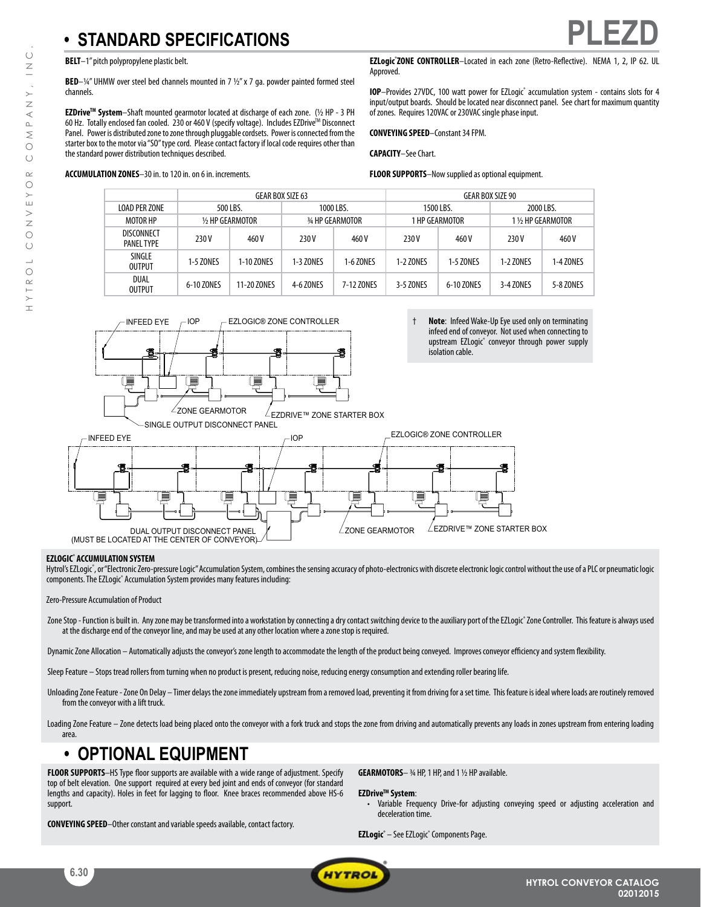# • STANDARD SPECIFICATIONS

**PLEZD**

**BELT**–1" pitch polypropylene plastic belt.

**BED**–¼" UHMW over steel bed channels mounted in 7 ½" x 7 ga. powder painted formed steel channels.

**EZDrive™ System**–Shaft mounted gearmotor located at discharge of each zone. (½ HP - 3 PH 60 Hz. Totally enclosed fan cooled. 230 or 460 V (specify voltage). Includes EZDrive™ Disconnect Panel. Power is distributed zone to zone through pluggable cordsets. Power is connected from the starter box to the motor via "SO" type cord. Please contact factory if local code requires other than the standard power distribution techniques described.

**ACCUMULATION ZONES**–30 in. to 120 in. on 6 in. increments.

**EZLogic® ZONE CONTROLLER**–Located in each zone (Retro-Reflective). NEMA 1, 2, IP 62. UL Approved.

**IOP**–Provides 27VDC, 100 watt power for EZLogic® accumulation system - contains slots for 4 input/output boards. Should be located near disconnect panel. See chart for maximum quantity of zones. Requires 120VAC or 230VAC single phase input.

**CONVEYING SPEED**–Constant 34 FPM.

**CAPACITY**–See Chart.

**FLOOR SUPPORTS**–Now supplied as optional equipment.

| | GEAR BOX SIZE 63 | | | | GEAR BOX SIZE 90 | | | |
|---|---|---|---|---|---|---|---|---|
| LOAD PER ZONE | 500 LBS. | | 1000 LBS. | | 1500 LBS. | | 2000 LBS. | |
| MOTOR HP | ½ HP GEARMOTOR | | ¾ HP GEARMOTOR | | 1 HP GEARMOTOR | | 1 ½ HP GEARMOTOR | |
| DISCONNECT PANEL TYPE | 230 V | 460 V | 230 V | 460 V | 230 V | 460 V | 230 V | 460 V |
| SINGLE OUTPUT | 1-5 ZONES | 1-10 ZONES | 1-3 ZONES | 1-6 ZONES | 1-2 ZONES | 1-5 ZONES | 1-2 ZONES | 1-4 ZONES |
| DUAL OUTPUT | 6-10 ZONES | 11-20 ZONES | 4-6 ZONES | 7-12 ZONES | 3-5 ZONES | 6-10 ZONES | 3-4 ZONES | 5-8 ZONES |

INFEED EYE
IOP
EZLOGIC® ZONE CONTROLLER
ZONE GEARMOTOR
EZDRIVE™ ZONE STARTER BOX
SINGLE OUTPUT DISCONNECT PANEL

† **Note**: Infeed Wake-Up Eye used only on terminating infeed end of conveyor. Not used when connecting to upstream EZLogic® conveyor through power supply isolation cable.

INFEED EYE
IOP
EZLOGIC® ZONE CONTROLLER
DUAL OUTPUT DISCONNECT PANEL
(MUST BE LOCATED AT THE CENTER OF CONVEYOR)
ZONE GEARMOTOR
EZDRIVE™ ZONE STARTER BOX

**EZLOGIC® ACCUMULATION SYSTEM**

Hytrol's EZLogic®, or "Electronic Zero-pressure Logic" Accumulation System, combines the sensing accuracy of photo-electronics with discrete electronic logic control without the use of a PLC or pneumatic logic components. The EZLogic® Accumulation System provides many features including:

Zero-Pressure Accumulation of Product

Zone Stop - Function is built in. Any zone may be transformed into a workstation by connecting a dry contact switching device to the auxiliary port of the EZLogic® Zone Controller. This feature is always used at the discharge end of the conveyor line, and may be used at any other location where a zone stop is required.

Dynamic Zone Allocation – Automatically adjusts the conveyor's zone length to accommodate the length of the product being conveyed. Improves conveyor efficiency and system flexibility.

Sleep Feature – Stops tread rollers from turning when no product is present, reducing noise, reducing energy consumption and extending roller bearing life.

Unloading Zone Feature - Zone On Delay – Timer delays the zone immediately upstream from a removed load, preventing it from driving for a set time. This feature is ideal where loads are routinely removed from the conveyor with a lift truck.

Loading Zone Feature – Zone detects load being placed onto the conveyor with a fork truck and stops the zone from driving and automatically prevents any loads in zones upstream from entering loading area.

# • OPTIONAL EQUIPMENT

**FLOOR SUPPORTS**–HS Type floor supports are available with a wide range of adjustment. Specify top of belt elevation. One support required at every bed joint and ends of conveyor (for standard lengths and capacity). Holes in feet for lagging to floor. Knee braces recommended above HS-6 support.

**CONVEYING SPEED**–Other constant and variable speeds available, contact factory.

**GEARMOTORS**– ¾ HP, 1 HP, and 1 ½ HP available.

**EZDrive™ System**:

- Variable Frequency Drive-for adjusting conveying speed or adjusting acceleration and deceleration time.

**EZLogic®** – See EZLogic® Components Page.